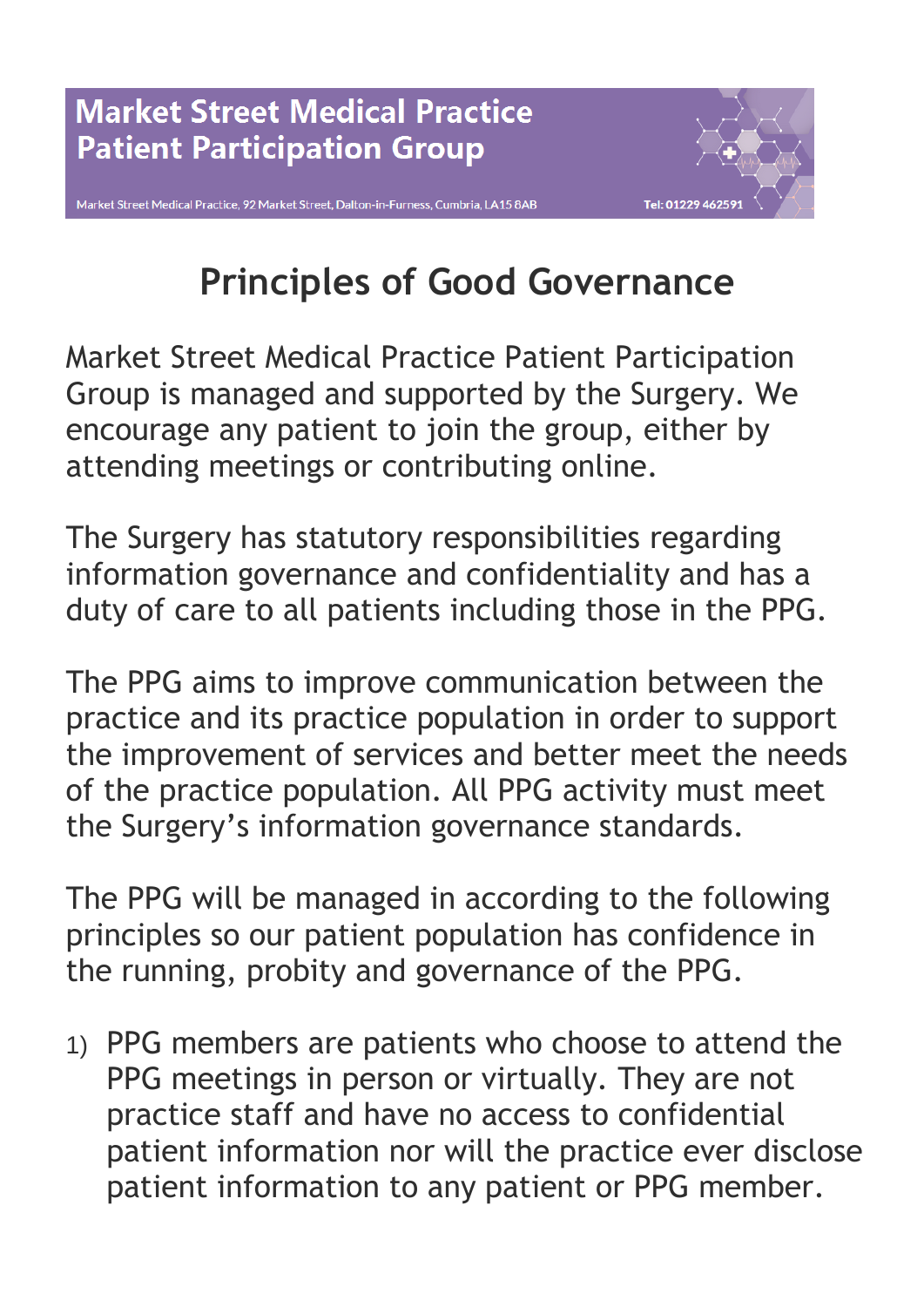**Market Street Medical Practice**
**Patient Participation Group**

Market Street Medical Practice, 92 Market Street, Dalton-in-Furness, Cumbria, LA15 8AB    Tel: 01229 462591

# Principles of Good Governance

Market Street Medical Practice Patient Participation Group is managed and supported by the Surgery. We encourage any patient to join the group, either by attending meetings or contributing online.

The Surgery has statutory responsibilities regarding information governance and confidentiality and has a duty of care to all patients including those in the PPG.

The PPG aims to improve communication between the practice and its practice population in order to support the improvement of services and better meet the needs of the practice population. All PPG activity must meet the Surgery's information governance standards.

The PPG will be managed in according to the following principles so our patient population has confidence in the running, probity and governance of the PPG.

1) PPG members are patients who choose to attend the PPG meetings in person or virtually. They are not practice staff and have no access to confidential patient information nor will the practice ever disclose patient information to any patient or PPG member.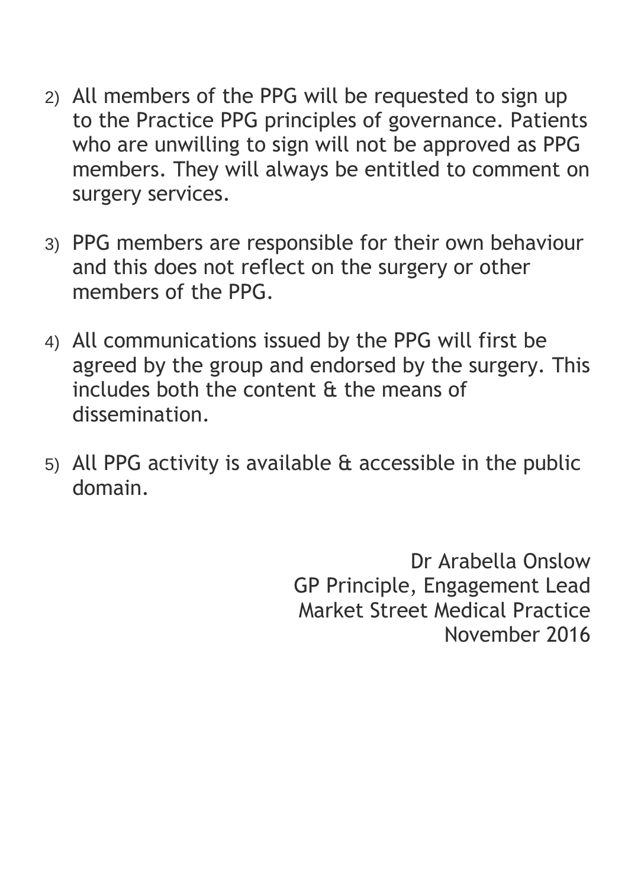2) All members of the PPG will be requested to sign up to the Practice PPG principles of governance. Patients who are unwilling to sign will not be approved as PPG members. They will always be entitled to comment on surgery services.

3) PPG members are responsible for their own behaviour and this does not reflect on the surgery or other members of the PPG.

4) All communications issued by the PPG will first be agreed by the group and endorsed by the surgery. This includes both the content & the means of dissemination.

5) All PPG activity is available & accessible in the public domain.

Dr Arabella Onslow
GP Principle, Engagement Lead
Market Street Medical Practice
November 2016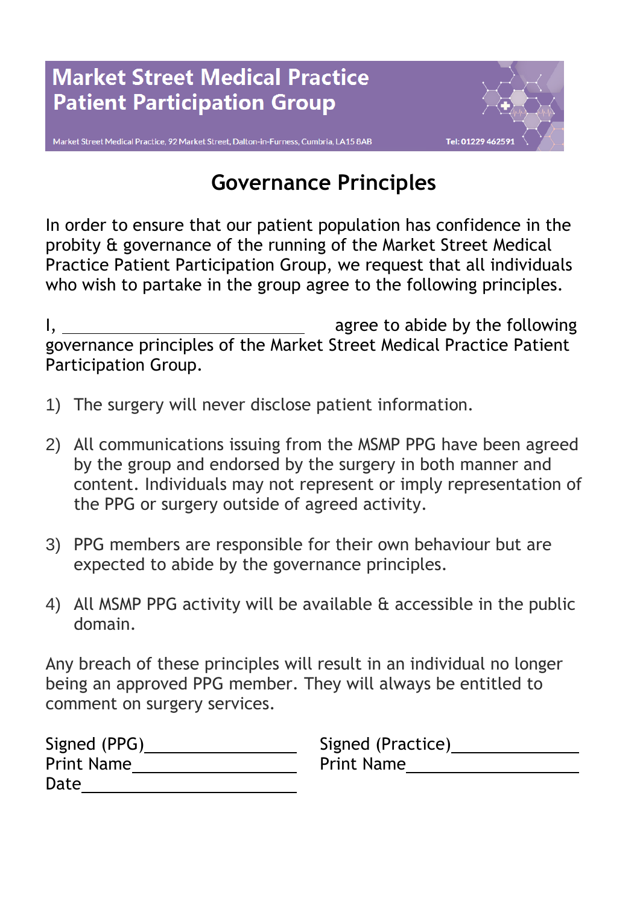# Market Street Medical Practice
# Patient Participation Group

Market Street Medical Practice, 92 Market Street, Dalton-in-Furness, Cumbria, LA15 8AB

Tel: 01229 462591

## Governance Principles

In order to ensure that our patient population has confidence in the probity & governance of the running of the Market Street Medical Practice Patient Participation Group, we request that all individuals who wish to partake in the group agree to the following principles.

I, ______________________________ agree to abide by the following governance principles of the Market Street Medical Practice Patient Participation Group.

1) The surgery will never disclose patient information.

2) All communications issuing from the MSMP PPG have been agreed by the group and endorsed by the surgery in both manner and content. Individuals may not represent or imply representation of the PPG or surgery outside of agreed activity.

3) PPG members are responsible for their own behaviour but are expected to abide by the governance principles.

4) All MSMP PPG activity will be available & accessible in the public domain.

Any breach of these principles will result in an individual no longer being an approved PPG member. They will always be entitled to comment on surgery services.

Signed (PPG)____________________

Print Name____________________

Date____________________

Signed (Practice)____________________

Print Name____________________